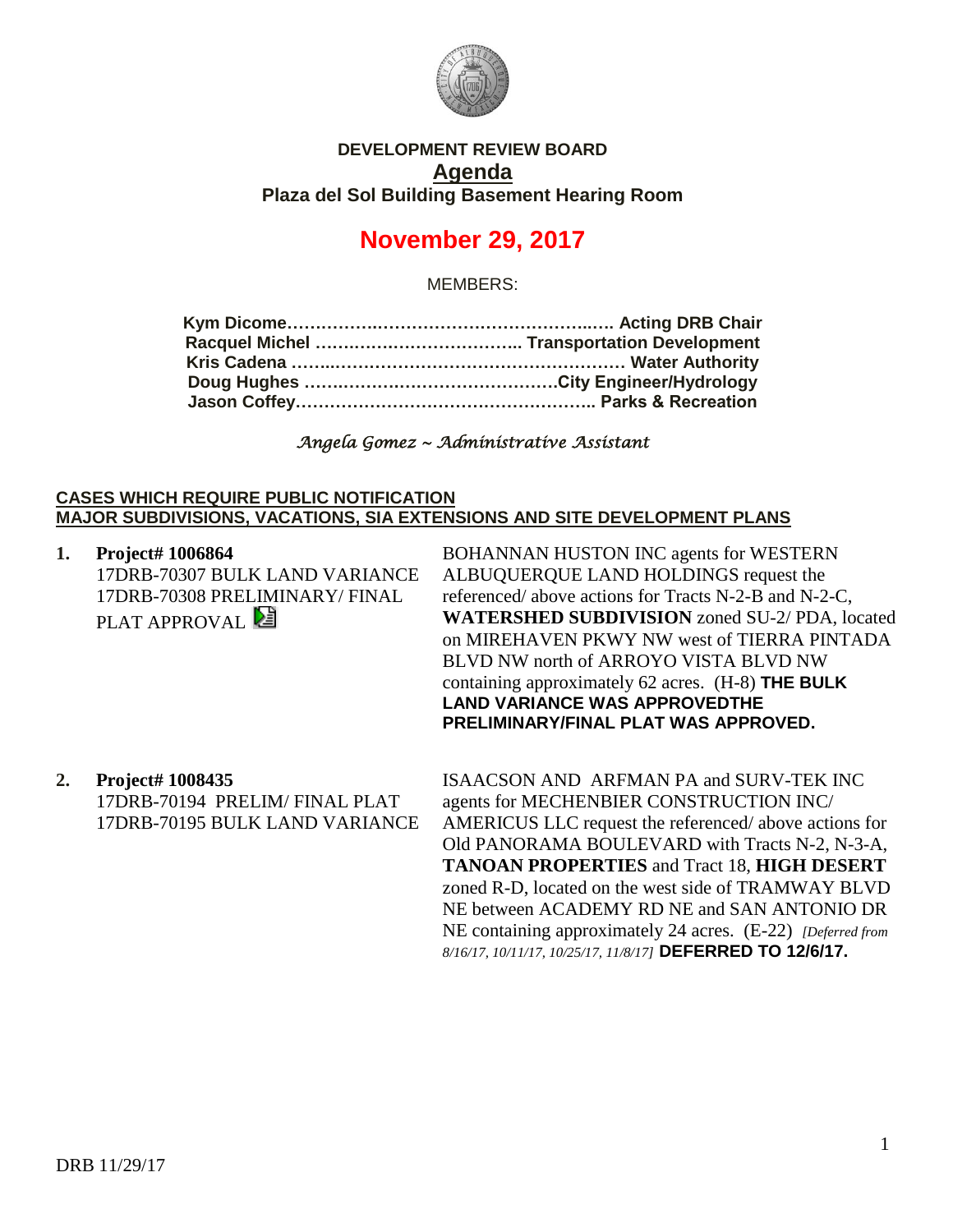**DEVELOPMENT REVIEW BOARD**

**Agenda**

**Plaza del Sol Building Basement Hearing Room**

# November 29, 2017

MEMBERS:

**Kym Dicome……………………………………………… Acting DRB Chair**
**Racquel Michel ……………………………… Transportation Development**
**Kris Cadena …………………………………………… Water Authority**
**Doug Hughes ………………………………………City Engineer/Hydrology**
**Jason Coffey……………………………………………. Parks & Recreation**

*Angela Gomez ~ Administrative Assistant*

**CASES WHICH REQUIRE PUBLIC NOTIFICATION**
**MAJOR SUBDIVISIONS, VACATIONS, SIA EXTENSIONS AND SITE DEVELOPMENT PLANS**

1. **Project# 1006864**
17DRB-70307 BULK LAND VARIANCE
17DRB-70308 PRELIMINARY/ FINAL PLAT APPROVAL

BOHANNAN HUSTON INC agents for WESTERN ALBUQUERQUE LAND HOLDINGS request the referenced/ above actions for Tracts N-2-B and N-2-C, **WATERSHED SUBDIVISION** zoned SU-2/ PDA, located on MIREHAVEN PKWY NW west of TIERRA PINTADA BLVD NW north of ARROYO VISTA BLVD NW containing approximately 62 acres. (H-8) **THE BULK LAND VARIANCE WAS APPROVEDTHE PRELIMINARY/FINAL PLAT WAS APPROVED.**

2. **Project# 1008435**
17DRB-70194 PRELIM/ FINAL PLAT
17DRB-70195 BULK LAND VARIANCE

ISAACSON AND ARFMAN PA and SURV-TEK INC agents for MECHENBIER CONSTRUCTION INC/ AMERICUS LLC request the referenced/ above actions for Old PANORAMA BOULEVARD with Tracts N-2, N-3-A, **TANOAN PROPERTIES** and Tract 18, **HIGH DESERT** zoned R-D, located on the west side of TRAMWAY BLVD NE between ACADEMY RD NE and SAN ANTONIO DR NE containing approximately 24 acres. (E-22) *[Deferred from 8/16/17, 10/11/17, 10/25/17, 11/8/17]* **DEFERRED TO 12/6/17.**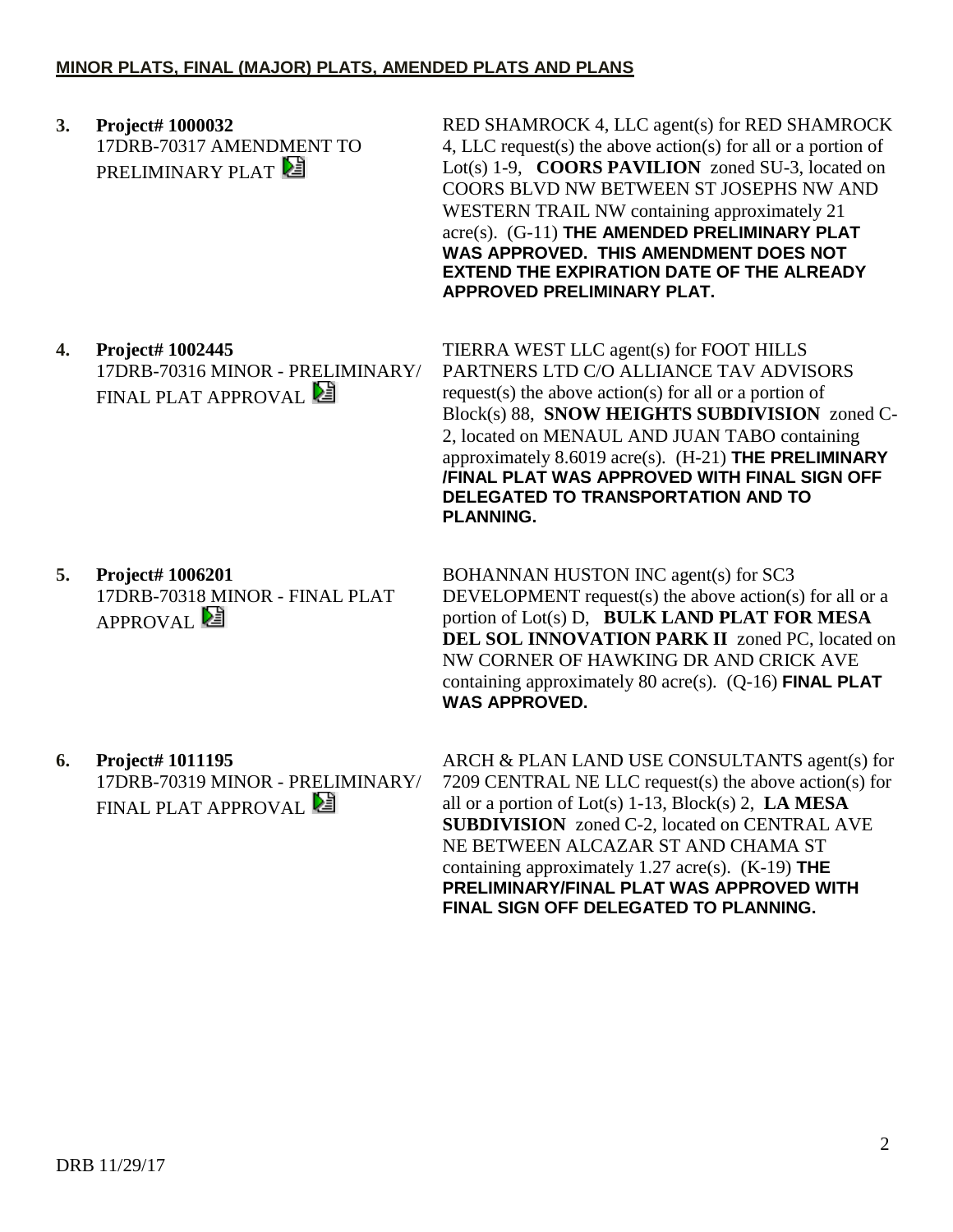**MINOR PLATS, FINAL (MAJOR) PLATS, AMENDED PLATS AND PLANS**

3. **Project# 1000032**
17DRB-70317 AMENDMENT TO PRELIMINARY PLAT

RED SHAMROCK 4, LLC agent(s) for RED SHAMROCK 4, LLC request(s) the above action(s) for all or a portion of Lot(s) 1-9, **COORS PAVILION** zoned SU-3, located on COORS BLVD NW BETWEEN ST JOSEPHS NW AND WESTERN TRAIL NW containing approximately 21 acre(s). (G-11) **THE AMENDED PRELIMINARY PLAT WAS APPROVED. THIS AMENDMENT DOES NOT EXTEND THE EXPIRATION DATE OF THE ALREADY APPROVED PRELIMINARY PLAT.**

4. **Project# 1002445**
17DRB-70316 MINOR - PRELIMINARY/ FINAL PLAT APPROVAL

TIERRA WEST LLC agent(s) for FOOT HILLS PARTNERS LTD C/O ALLIANCE TAV ADVISORS request(s) the above action(s) for all or a portion of Block(s) 88, **SNOW HEIGHTS SUBDIVISION** zoned C-2, located on MENAUL AND JUAN TABO containing approximately 8.6019 acre(s). (H-21) **THE PRELIMINARY /FINAL PLAT WAS APPROVED WITH FINAL SIGN OFF DELEGATED TO TRANSPORTATION AND TO PLANNING.**

5. **Project# 1006201**
17DRB-70318 MINOR - FINAL PLAT APPROVAL

BOHANNAN HUSTON INC agent(s) for SC3 DEVELOPMENT request(s) the above action(s) for all or a portion of Lot(s) D, **BULK LAND PLAT FOR MESA DEL SOL INNOVATION PARK II** zoned PC, located on NW CORNER OF HAWKING DR AND CRICK AVE containing approximately 80 acre(s). (Q-16) **FINAL PLAT WAS APPROVED.**

6. **Project# 1011195**
17DRB-70319 MINOR - PRELIMINARY/ FINAL PLAT APPROVAL

ARCH & PLAN LAND USE CONSULTANTS agent(s) for 7209 CENTRAL NE LLC request(s) the above action(s) for all or a portion of Lot(s) 1-13, Block(s) 2, **LA MESA SUBDIVISION** zoned C-2, located on CENTRAL AVE NE BETWEEN ALCAZAR ST AND CHAMA ST containing approximately 1.27 acre(s). (K-19) **THE PRELIMINARY/FINAL PLAT WAS APPROVED WITH FINAL SIGN OFF DELEGATED TO PLANNING.**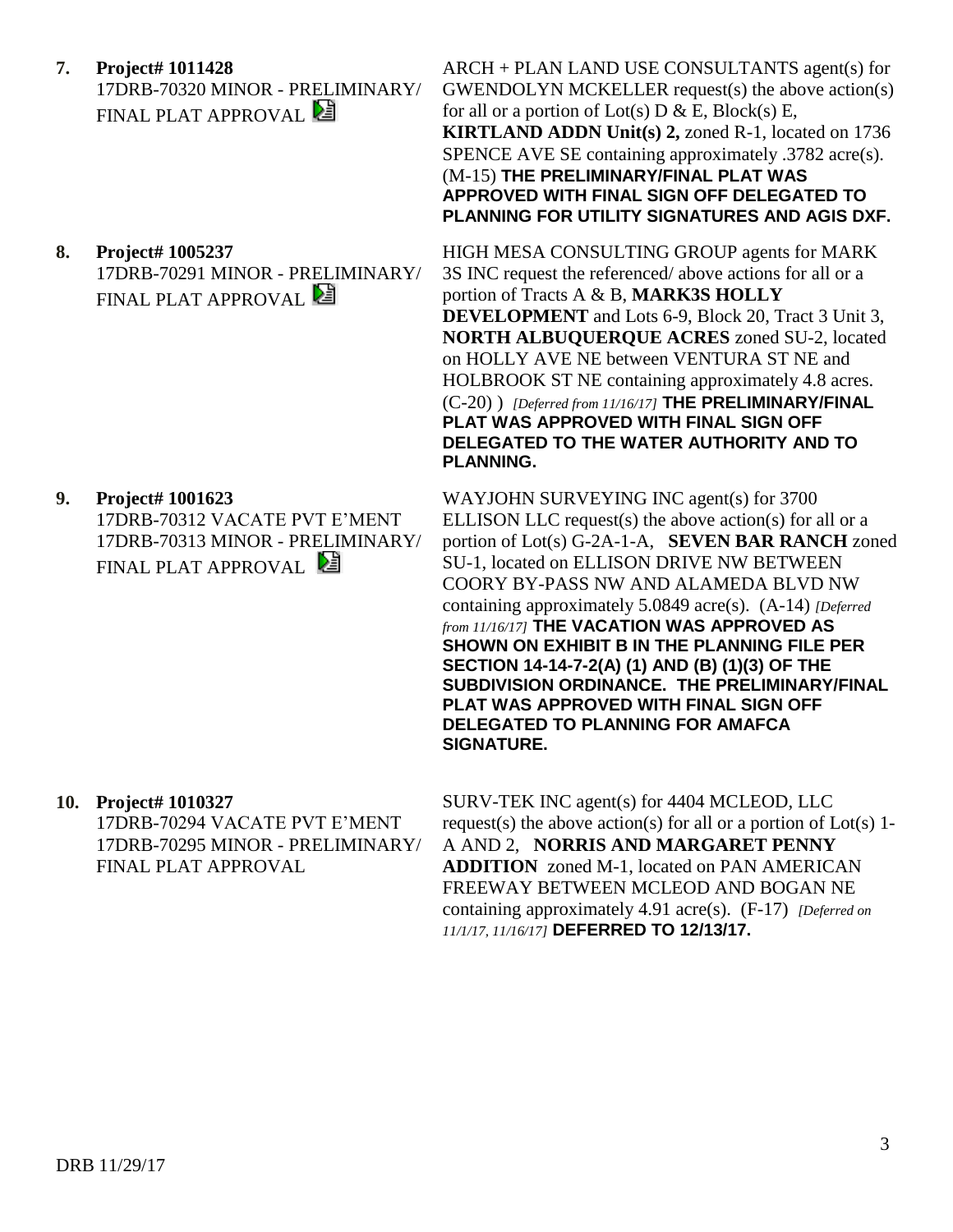**7. Project# 1011428**
17DRB-70320 MINOR - PRELIMINARY/ FINAL PLAT APPROVAL

ARCH + PLAN LAND USE CONSULTANTS agent(s) for GWENDOLYN MCKELLER request(s) the above action(s) for all or a portion of Lot(s) D & E, Block(s) E, **KIRTLAND ADDN Unit(s) 2,** zoned R-1, located on 1736 SPENCE AVE SE containing approximately .3782 acre(s). (M-15) **THE PRELIMINARY/FINAL PLAT WAS APPROVED WITH FINAL SIGN OFF DELEGATED TO PLANNING FOR UTILITY SIGNATURES AND AGIS DXF.**

**8. Project# 1005237**
17DRB-70291 MINOR - PRELIMINARY/ FINAL PLAT APPROVAL

HIGH MESA CONSULTING GROUP agents for MARK 3S INC request the referenced/ above actions for all or a portion of Tracts A & B, **MARK3S HOLLY DEVELOPMENT** and Lots 6-9, Block 20, Tract 3 Unit 3, **NORTH ALBUQUERQUE ACRES** zoned SU-2, located on HOLLY AVE NE between VENTURA ST NE and HOLBROOK ST NE containing approximately 4.8 acres. (C-20) ) *[Deferred from 11/16/17]* **THE PRELIMINARY/FINAL PLAT WAS APPROVED WITH FINAL SIGN OFF DELEGATED TO THE WATER AUTHORITY AND TO PLANNING.**

**9. Project# 1001623**
17DRB-70312 VACATE PVT E'MENT
17DRB-70313 MINOR - PRELIMINARY/ FINAL PLAT APPROVAL

WAYJOHN SURVEYING INC agent(s) for 3700 ELLISON LLC request(s) the above action(s) for all or a portion of Lot(s) G-2A-1-A, **SEVEN BAR RANCH** zoned SU-1, located on ELLISON DRIVE NW BETWEEN COORY BY-PASS NW AND ALAMEDA BLVD NW containing approximately 5.0849 acre(s). (A-14) *[Deferred from 11/16/17]* **THE VACATION WAS APPROVED AS SHOWN ON EXHIBIT B IN THE PLANNING FILE PER SECTION 14-14-7-2(A) (1) AND (B) (1)(3) OF THE SUBDIVISION ORDINANCE. THE PRELIMINARY/FINAL PLAT WAS APPROVED WITH FINAL SIGN OFF DELEGATED TO PLANNING FOR AMAFCA SIGNATURE.**

**10. Project# 1010327**
17DRB-70294 VACATE PVT E'MENT
17DRB-70295 MINOR - PRELIMINARY/ FINAL PLAT APPROVAL

SURV-TEK INC agent(s) for 4404 MCLEOD, LLC request(s) the above action(s) for all or a portion of Lot(s) 1-A AND 2, **NORRIS AND MARGARET PENNY ADDITION** zoned M-1, located on PAN AMERICAN FREEWAY BETWEEN MCLEOD AND BOGAN NE containing approximately 4.91 acre(s). (F-17) *[Deferred on 11/1/17, 11/16/17]* **DEFERRED TO 12/13/17.**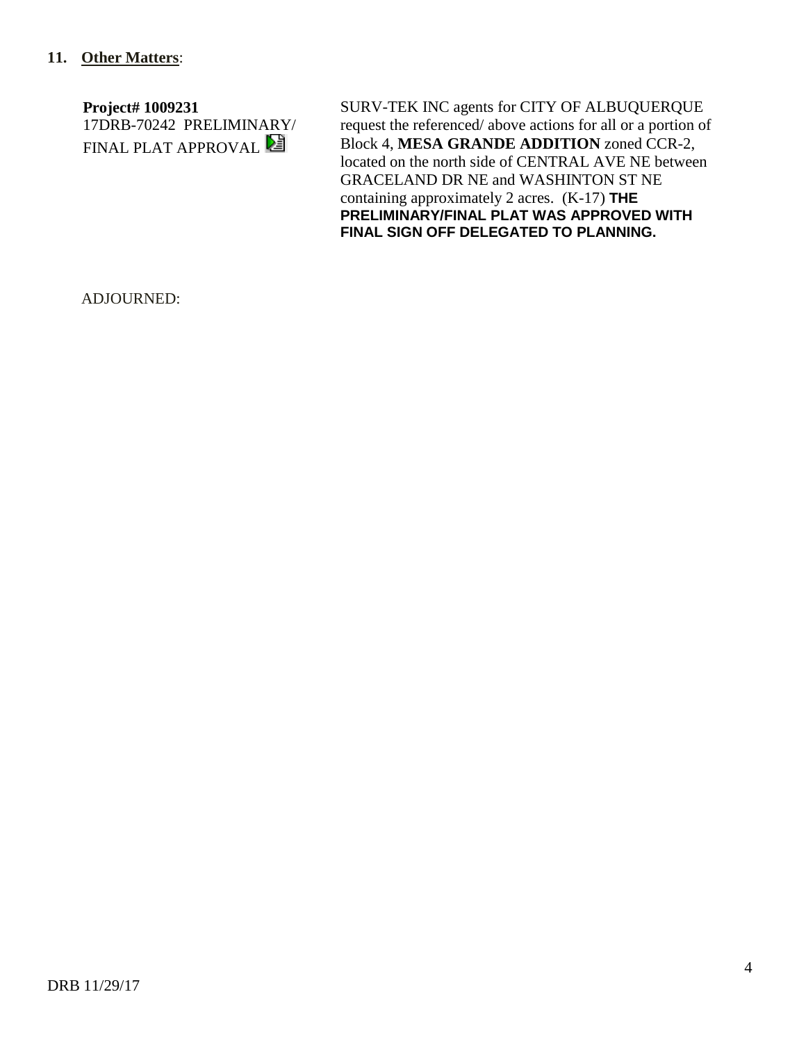**11. <u>Other Matters</u>**:

**Project# 1009231**
17DRB-70242 PRELIMINARY/ FINAL PLAT APPROVAL

SURV-TEK INC agents for CITY OF ALBUQUERQUE request the referenced/ above actions for all or a portion of Block 4, **MESA GRANDE ADDITION** zoned CCR-2, located on the north side of CENTRAL AVE NE between GRACELAND DR NE and WASHINTON ST NE containing approximately 2 acres. (K-17) **THE PRELIMINARY/FINAL PLAT WAS APPROVED WITH FINAL SIGN OFF DELEGATED TO PLANNING.**

ADJOURNED:

DRB 11/29/17